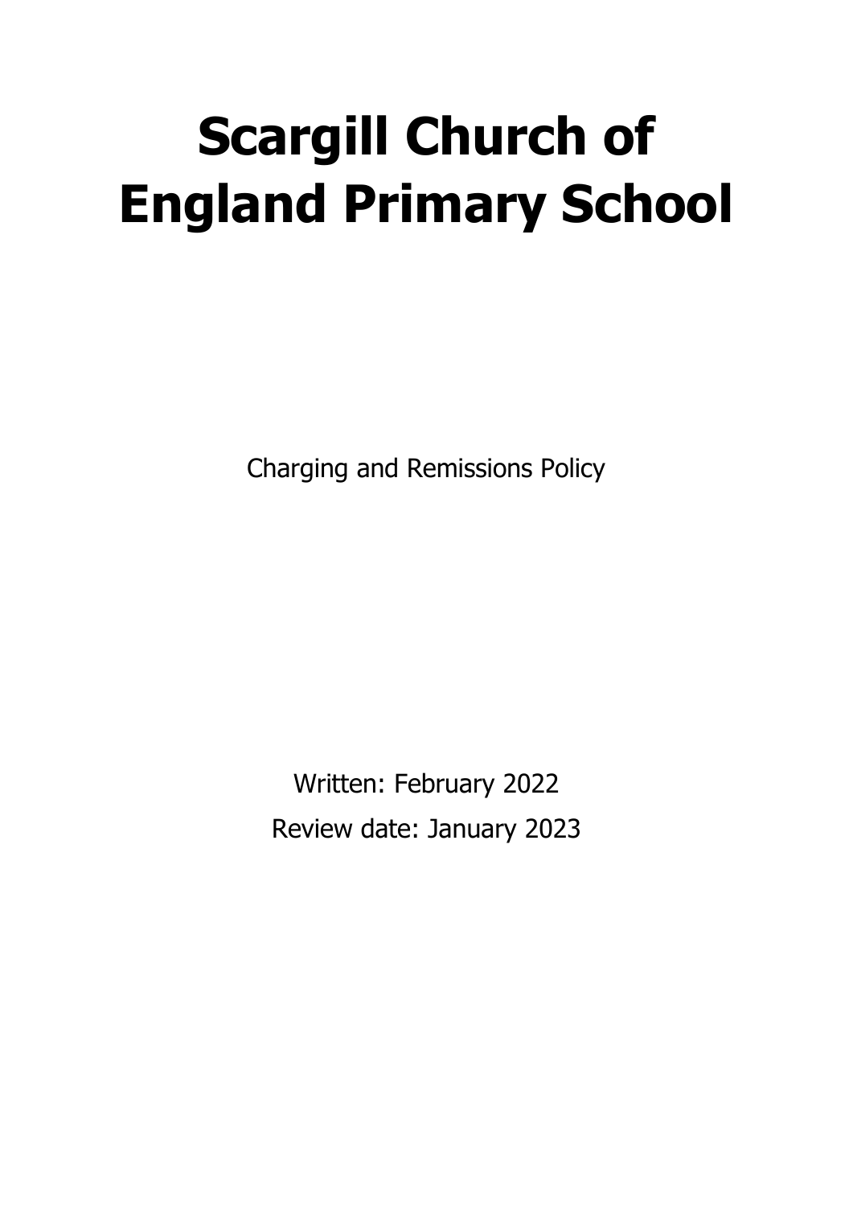# Scargill Church of England Primary School

Charging and Remissions Policy

Written: February 2022

Review date: January 2023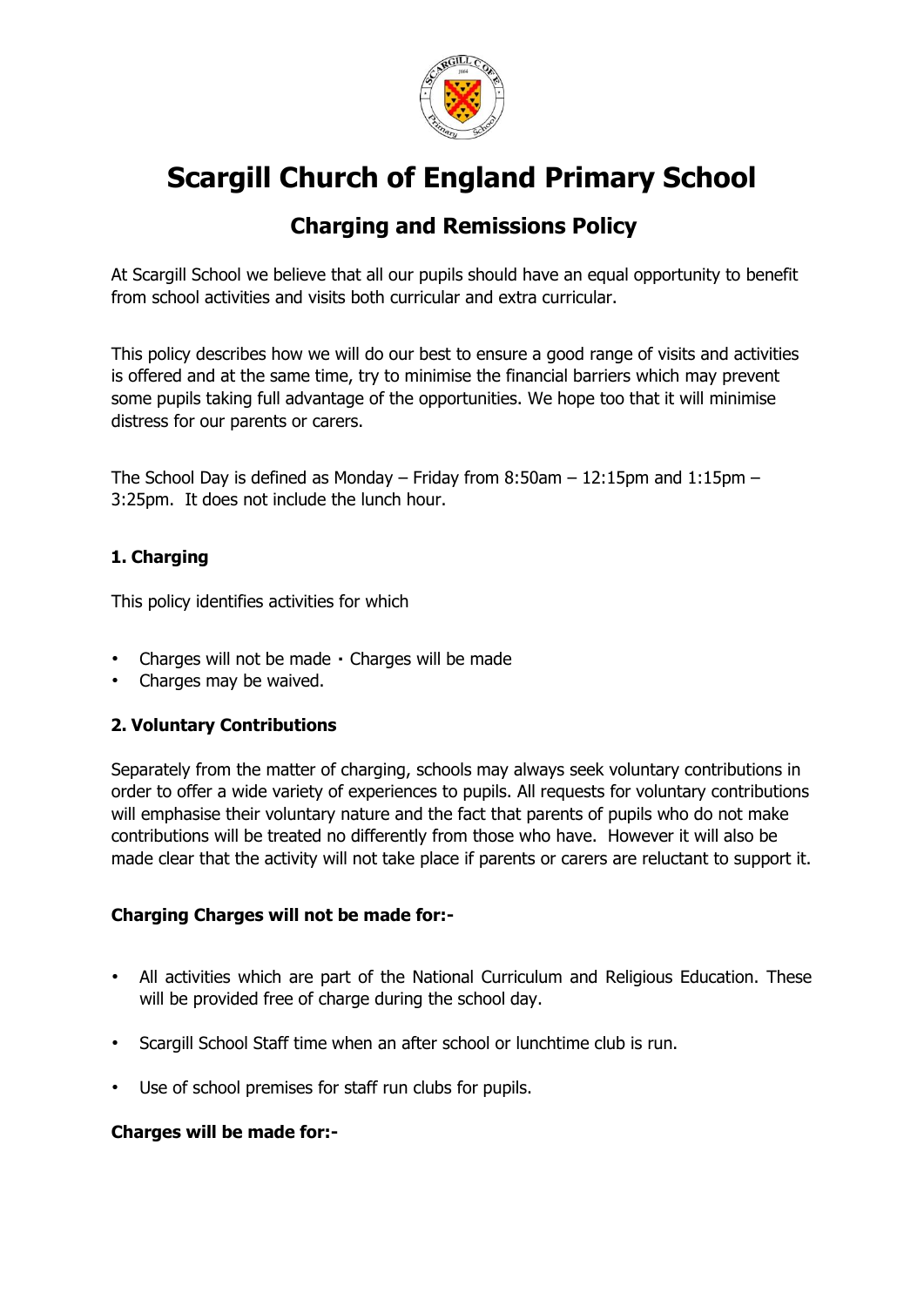# Scargill Church of England Primary School

## Charging and Remissions Policy

At Scargill School we believe that all our pupils should have an equal opportunity to benefit from school activities and visits both curricular and extra curricular.

This policy describes how we will do our best to ensure a good range of visits and activities is offered and at the same time, try to minimise the financial barriers which may prevent some pupils taking full advantage of the opportunities. We hope too that it will minimise distress for our parents or carers.

The School Day is defined as Monday – Friday from 8:50am – 12:15pm and 1:15pm – 3:25pm. It does not include the lunch hour.

### 1. Charging

This policy identifies activities for which

- Charges will not be made · Charges will be made
- Charges may be waived.

### 2. Voluntary Contributions

Separately from the matter of charging, schools may always seek voluntary contributions in order to offer a wide variety of experiences to pupils. All requests for voluntary contributions will emphasise their voluntary nature and the fact that parents of pupils who do not make contributions will be treated no differently from those who have. However it will also be made clear that the activity will not take place if parents or carers are reluctant to support it.

**Charging Charges will not be made for:-**

- All activities which are part of the National Curriculum and Religious Education. These will be provided free of charge during the school day.
- Scargill School Staff time when an after school or lunchtime club is run.
- Use of school premises for staff run clubs for pupils.

**Charges will be made for:-**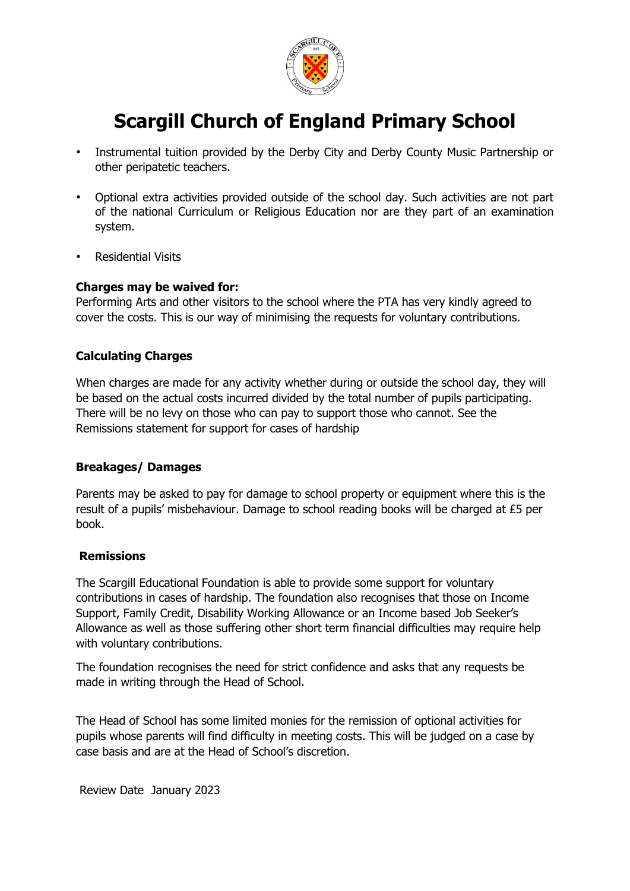# Scargill Church of England Primary School

- Instrumental tuition provided by the Derby City and Derby County Music Partnership or other peripatetic teachers.
- Optional extra activities provided outside of the school day. Such activities are not part of the national Curriculum or Religious Education nor are they part of an examination system.
- Residential Visits

**Charges may be waived for:**
Performing Arts and other visitors to the school where the PTA has very kindly agreed to cover the costs. This is our way of minimising the requests for voluntary contributions.

**Calculating Charges**

When charges are made for any activity whether during or outside the school day, they will be based on the actual costs incurred divided by the total number of pupils participating. There will be no levy on those who can pay to support those who cannot. See the Remissions statement for support for cases of hardship

**Breakages/ Damages**

Parents may be asked to pay for damage to school property or equipment where this is the result of a pupils' misbehaviour. Damage to school reading books will be charged at £5 per book.

**Remissions**

The Scargill Educational Foundation is able to provide some support for voluntary contributions in cases of hardship. The foundation also recognises that those on Income Support, Family Credit, Disability Working Allowance or an Income based Job Seeker's Allowance as well as those suffering other short term financial difficulties may require help with voluntary contributions.

The foundation recognises the need for strict confidence and asks that any requests be made in writing through the Head of School.

The Head of School has some limited monies for the remission of optional activities for pupils whose parents will find difficulty in meeting costs. This will be judged on a case by case basis and are at the Head of School's discretion.

Review Date January 2023